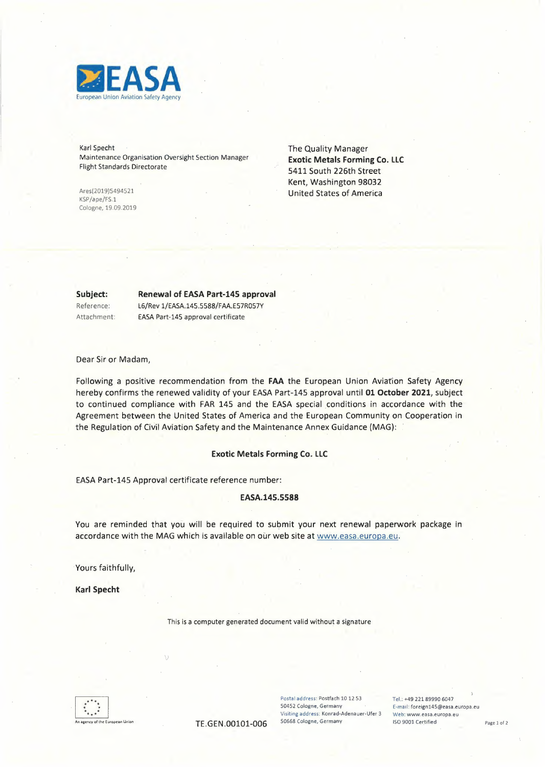EASA
European Union Aviation Safety Agency

Karl Specht
Maintenance Organisation Oversight Section Manager
Flight Standards Directorate

Ares(2019)5494521
KSP/ape/FS.1
Cologne, 19.09.2019

The Quality Manager
**Exotic Metals Forming Co. LLC**
5411 South 226th Street
Kent, Washington 98032
United States of America

**Subject:** **Renewal of EASA Part-145 approval**
Reference: L6/Rev 1/EASA.145.5588/FAA.E57R057Y
Attachment: EASA Part-145 approval certificate

Dear Sir or Madam,

Following a positive recommendation from the **FAA** the European Union Aviation Safety Agency hereby confirms the renewed validity of your EASA Part-145 approval until **01 October 2021**, subject to continued compliance with FAR 145 and the EASA special conditions in accordance with the Agreement between the United States of America and the European Community on Cooperation in the Regulation of Civil Aviation Safety and the Maintenance Annex Guidance (MAG):

**Exotic Metals Forming Co. LLC**

EASA Part-145 Approval certificate reference number:

**EASA.145.5588**

You are reminded that you will be required to submit your next renewal paperwork package in accordance with the MAG which is available on our web site at www.easa.europa.eu.

Yours faithfully,

**Karl Specht**

This is a computer generated document valid without a signature

An agency of the European Union

TE.GEN.00101-006

Postal address: Postfach 10 12 53
50452 Cologne, Germany
Visiting address: Konrad-Adenauer-Ufer 3
50668 Cologne, Germany

Tel.: +49 221 89990 6047
E-mail: foreign145@easa.europa.eu
Web: www.easa.europa.eu
ISO 9001 Certified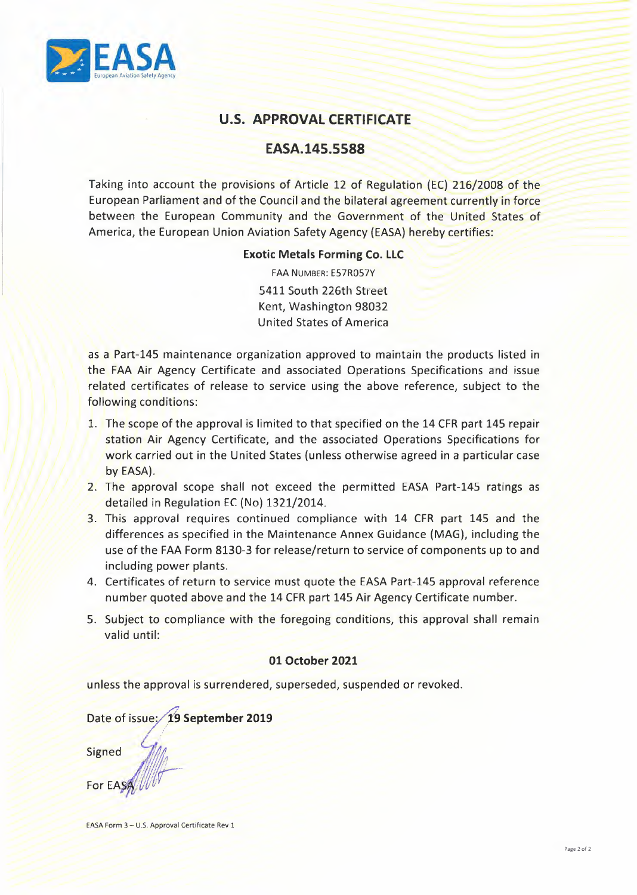EASA
European Aviation Safety Agency

## U.S. APPROVAL CERTIFICATE

## EASA.145.5588

Taking into account the provisions of Article 12 of Regulation (EC) 216/2008 of the European Parliament and of the Council and the bilateral agreement currently in force between the European Community and the Government of the United States of America, the European Union Aviation Safety Agency (EASA) hereby certifies:

**Exotic Metals Forming Co. LLC**

FAA NUMBER: E57R057Y
5411 South 226th Street
Kent, Washington 98032
United States of America

as a Part-145 maintenance organization approved to maintain the products listed in the FAA Air Agency Certificate and associated Operations Specifications and issue related certificates of release to service using the above reference, subject to the following conditions:

1. The scope of the approval is limited to that specified on the 14 CFR part 145 repair station Air Agency Certificate, and the associated Operations Specifications for work carried out in the United States (unless otherwise agreed in a particular case by EASA).
2. The approval scope shall not exceed the permitted EASA Part-145 ratings as detailed in Regulation EC (No) 1321/2014.
3. This approval requires continued compliance with 14 CFR part 145 and the differences as specified in the Maintenance Annex Guidance (MAG), including the use of the FAA Form 8130-3 for release/return to service of components up to and including power plants.
4. Certificates of return to service must quote the EASA Part-145 approval reference number quoted above and the 14 CFR part 145 Air Agency Certificate number.
5. Subject to compliance with the foregoing conditions, this approval shall remain valid until:

**01 October 2021**

unless the approval is surrendered, superseded, suspended or revoked.

Date of issue: **19 September 2019**

Signed

For EASA

EASA Form 3 – U.S. Approval Certificate Rev 1